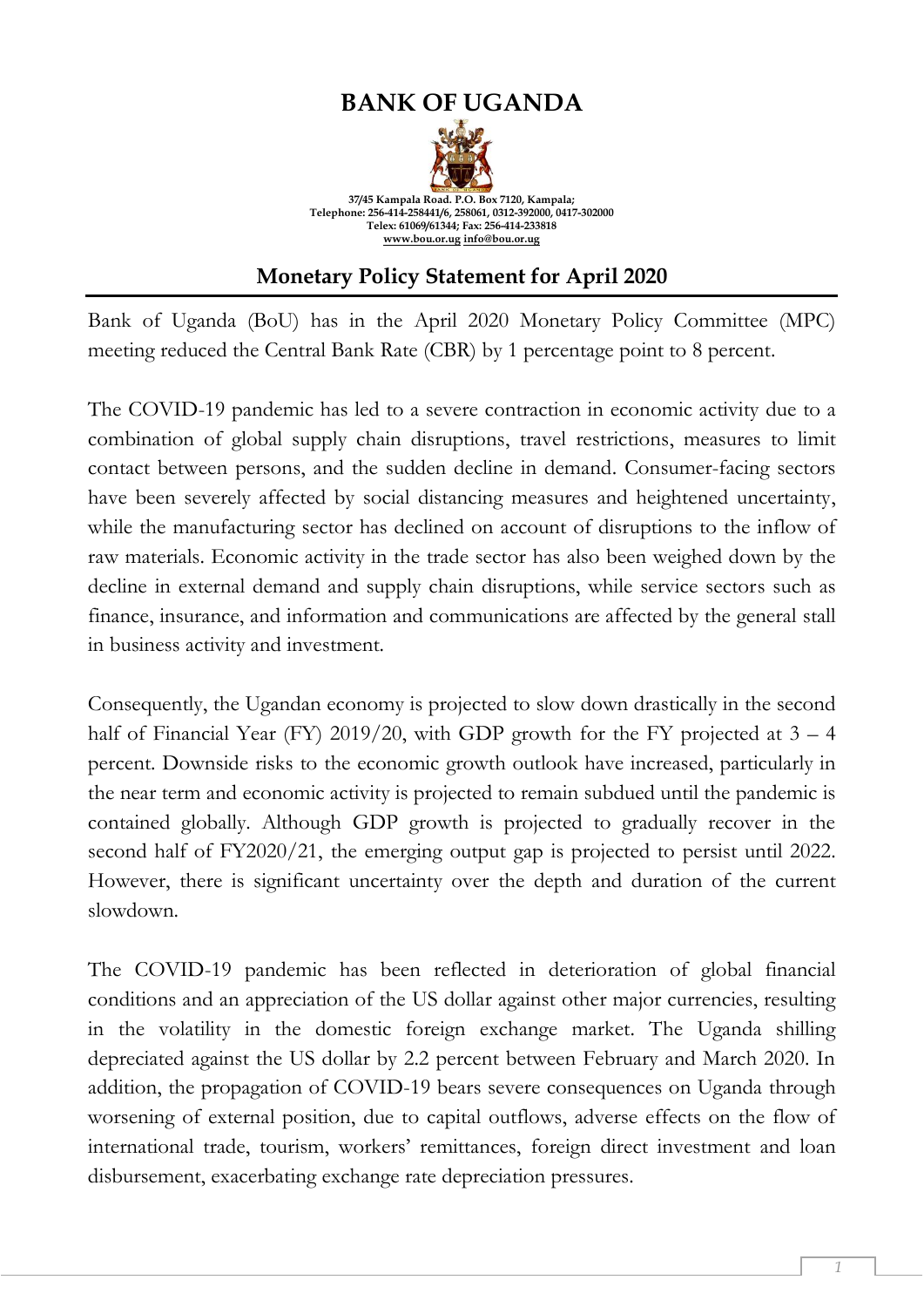# BANK OF UGANDA

**37/45 Kampala Road. P.O. Box 7120, Kampala;**
**Telephone: 256-414-258441/6, 258061, 0312-392000, 0417-302000**
**Telex: 61069/61344; Fax: 256-414-233818**
**www.bou.or.ug info@bou.or.ug**

## Monetary Policy Statement for April 2020

Bank of Uganda (BoU) has in the April 2020 Monetary Policy Committee (MPC) meeting reduced the Central Bank Rate (CBR) by 1 percentage point to 8 percent.

The COVID-19 pandemic has led to a severe contraction in economic activity due to a combination of global supply chain disruptions, travel restrictions, measures to limit contact between persons, and the sudden decline in demand. Consumer-facing sectors have been severely affected by social distancing measures and heightened uncertainty, while the manufacturing sector has declined on account of disruptions to the inflow of raw materials. Economic activity in the trade sector has also been weighed down by the decline in external demand and supply chain disruptions, while service sectors such as finance, insurance, and information and communications are affected by the general stall in business activity and investment.

Consequently, the Ugandan economy is projected to slow down drastically in the second half of Financial Year (FY) 2019/20, with GDP growth for the FY projected at 3 – 4 percent. Downside risks to the economic growth outlook have increased, particularly in the near term and economic activity is projected to remain subdued until the pandemic is contained globally. Although GDP growth is projected to gradually recover in the second half of FY2020/21, the emerging output gap is projected to persist until 2022. However, there is significant uncertainty over the depth and duration of the current slowdown.

The COVID-19 pandemic has been reflected in deterioration of global financial conditions and an appreciation of the US dollar against other major currencies, resulting in the volatility in the domestic foreign exchange market. The Uganda shilling depreciated against the US dollar by 2.2 percent between February and March 2020. In addition, the propagation of COVID-19 bears severe consequences on Uganda through worsening of external position, due to capital outflows, adverse effects on the flow of international trade, tourism, workers' remittances, foreign direct investment and loan disbursement, exacerbating exchange rate depreciation pressures.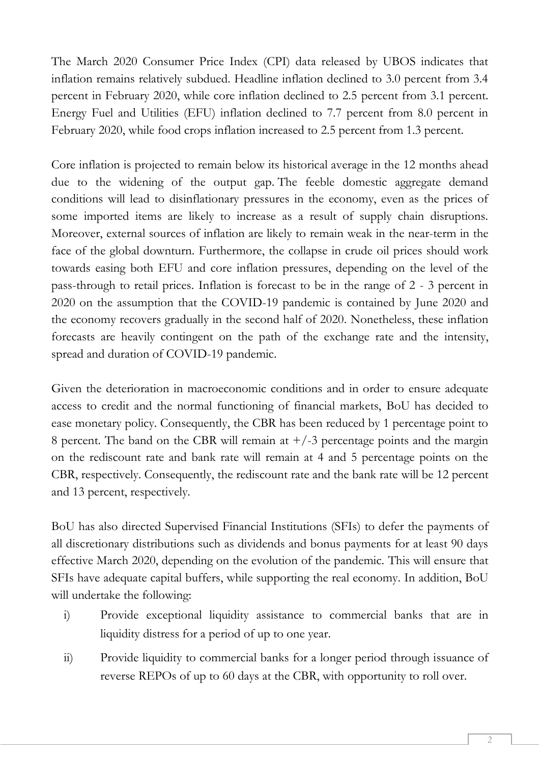The March 2020 Consumer Price Index (CPI) data released by UBOS indicates that inflation remains relatively subdued. Headline inflation declined to 3.0 percent from 3.4 percent in February 2020, while core inflation declined to 2.5 percent from 3.1 percent. Energy Fuel and Utilities (EFU) inflation declined to 7.7 percent from 8.0 percent in February 2020, while food crops inflation increased to 2.5 percent from 1.3 percent.

Core inflation is projected to remain below its historical average in the 12 months ahead due to the widening of the output gap. The feeble domestic aggregate demand conditions will lead to disinflationary pressures in the economy, even as the prices of some imported items are likely to increase as a result of supply chain disruptions. Moreover, external sources of inflation are likely to remain weak in the near-term in the face of the global downturn. Furthermore, the collapse in crude oil prices should work towards easing both EFU and core inflation pressures, depending on the level of the pass-through to retail prices. Inflation is forecast to be in the range of 2 - 3 percent in 2020 on the assumption that the COVID-19 pandemic is contained by June 2020 and the economy recovers gradually in the second half of 2020. Nonetheless, these inflation forecasts are heavily contingent on the path of the exchange rate and the intensity, spread and duration of COVID-19 pandemic.

Given the deterioration in macroeconomic conditions and in order to ensure adequate access to credit and the normal functioning of financial markets, BoU has decided to ease monetary policy. Consequently, the CBR has been reduced by 1 percentage point to 8 percent. The band on the CBR will remain at +/-3 percentage points and the margin on the rediscount rate and bank rate will remain at 4 and 5 percentage points on the CBR, respectively. Consequently, the rediscount rate and the bank rate will be 12 percent and 13 percent, respectively.

BoU has also directed Supervised Financial Institutions (SFIs) to defer the payments of all discretionary distributions such as dividends and bonus payments for at least 90 days effective March 2020, depending on the evolution of the pandemic. This will ensure that SFIs have adequate capital buffers, while supporting the real economy. In addition, BoU will undertake the following:

i) Provide exceptional liquidity assistance to commercial banks that are in liquidity distress for a period of up to one year.

ii) Provide liquidity to commercial banks for a longer period through issuance of reverse REPOs of up to 60 days at the CBR, with opportunity to roll over.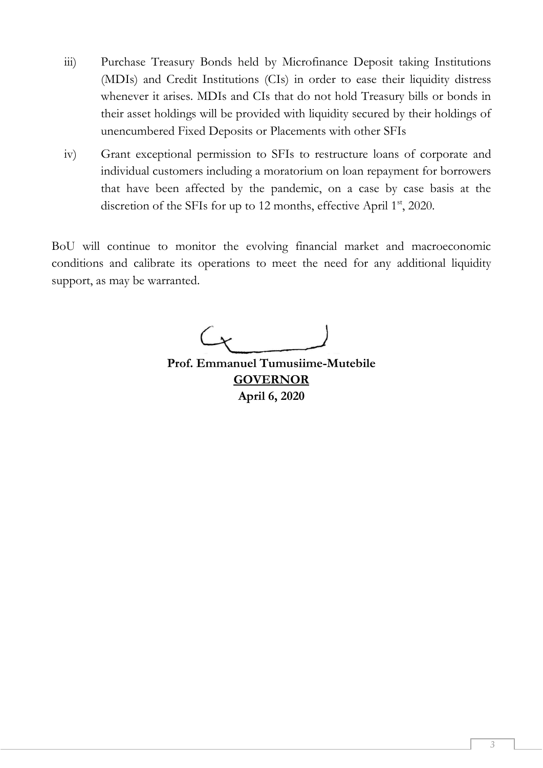iii) Purchase Treasury Bonds held by Microfinance Deposit taking Institutions (MDIs) and Credit Institutions (CIs) in order to ease their liquidity distress whenever it arises. MDIs and CIs that do not hold Treasury bills or bonds in their asset holdings will be provided with liquidity secured by their holdings of unencumbered Fixed Deposits or Placements with other SFIs

iv) Grant exceptional permission to SFIs to restructure loans of corporate and individual customers including a moratorium on loan repayment for borrowers that have been affected by the pandemic, on a case by case basis at the discretion of the SFIs for up to 12 months, effective April 1st, 2020.

BoU will continue to monitor the evolving financial market and macroeconomic conditions and calibrate its operations to meet the need for any additional liquidity support, as may be warranted.

**Prof. Emmanuel Tumusiime-Mutebile**
**GOVERNOR**
**April 6, 2020**